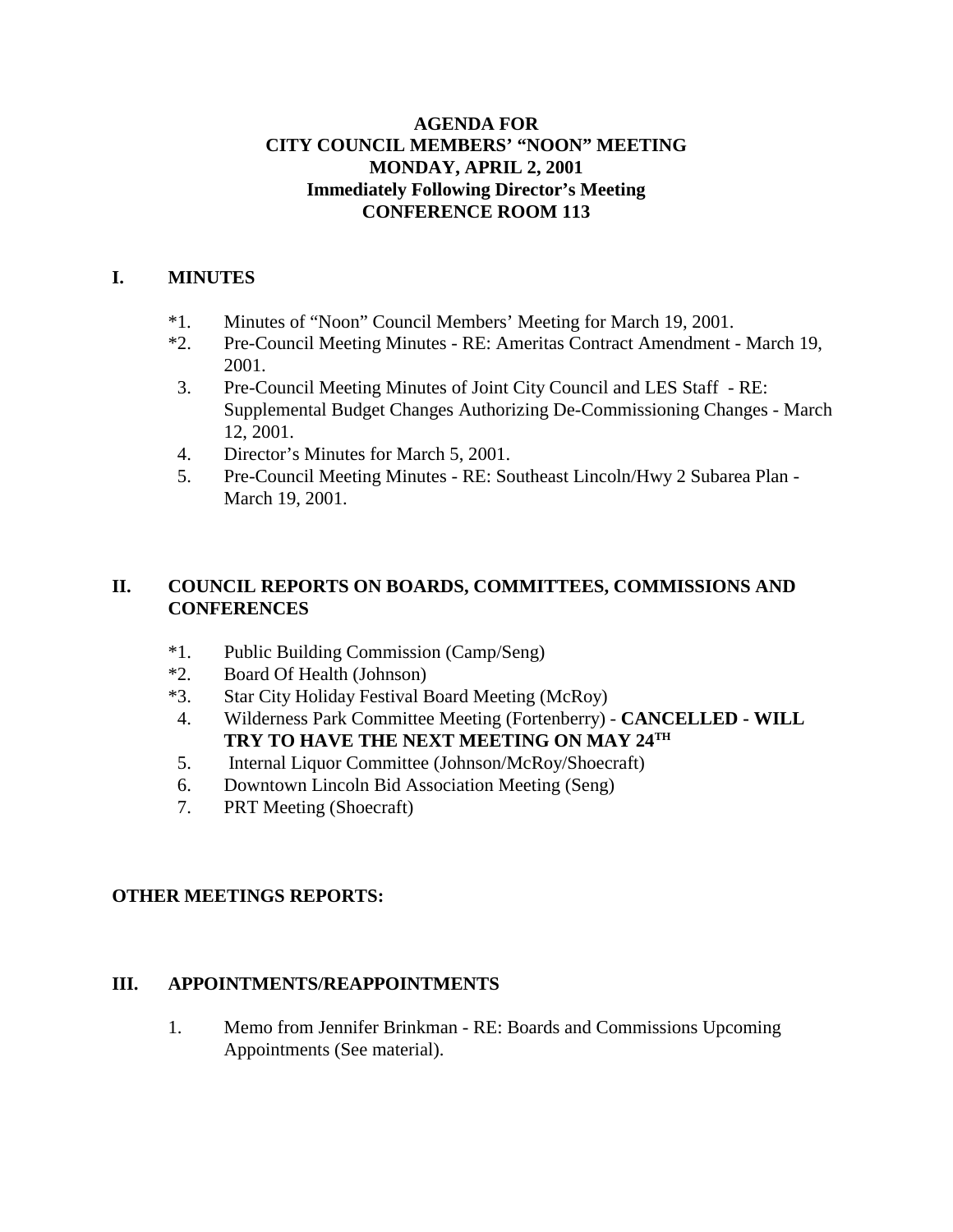**AGENDA FOR**
**CITY COUNCIL MEMBERS' "NOON" MEETING**
**MONDAY, APRIL 2, 2001**
**Immediately Following Director's Meeting**
**CONFERENCE ROOM 113**

## I. MINUTES

*1. Minutes of "Noon" Council Members' Meeting for March 19, 2001.
*2. Pre-Council Meeting Minutes - RE: Ameritas Contract Amendment - March 19, 2001.
3. Pre-Council Meeting Minutes of Joint City Council and LES Staff - RE: Supplemental Budget Changes Authorizing De-Commissioning Changes - March 12, 2001.
4. Director's Minutes for March 5, 2001.
5. Pre-Council Meeting Minutes - RE: Southeast Lincoln/Hwy 2 Subarea Plan - March 19, 2001.

## II. COUNCIL REPORTS ON BOARDS, COMMITTEES, COMMISSIONS AND CONFERENCES

*1. Public Building Commission (Camp/Seng)
*2. Board Of Health (Johnson)
*3. Star City Holiday Festival Board Meeting (McRoy)
4. Wilderness Park Committee Meeting (Fortenberry) - **CANCELLED - WILL TRY TO HAVE THE NEXT MEETING ON MAY 24TH**
5. Internal Liquor Committee (Johnson/McRoy/Shoecraft)
6. Downtown Lincoln Bid Association Meeting (Seng)
7. PRT Meeting (Shoecraft)

## OTHER MEETINGS REPORTS:

## III. APPOINTMENTS/REAPPOINTMENTS

1. Memo from Jennifer Brinkman - RE: Boards and Commissions Upcoming Appointments (See material).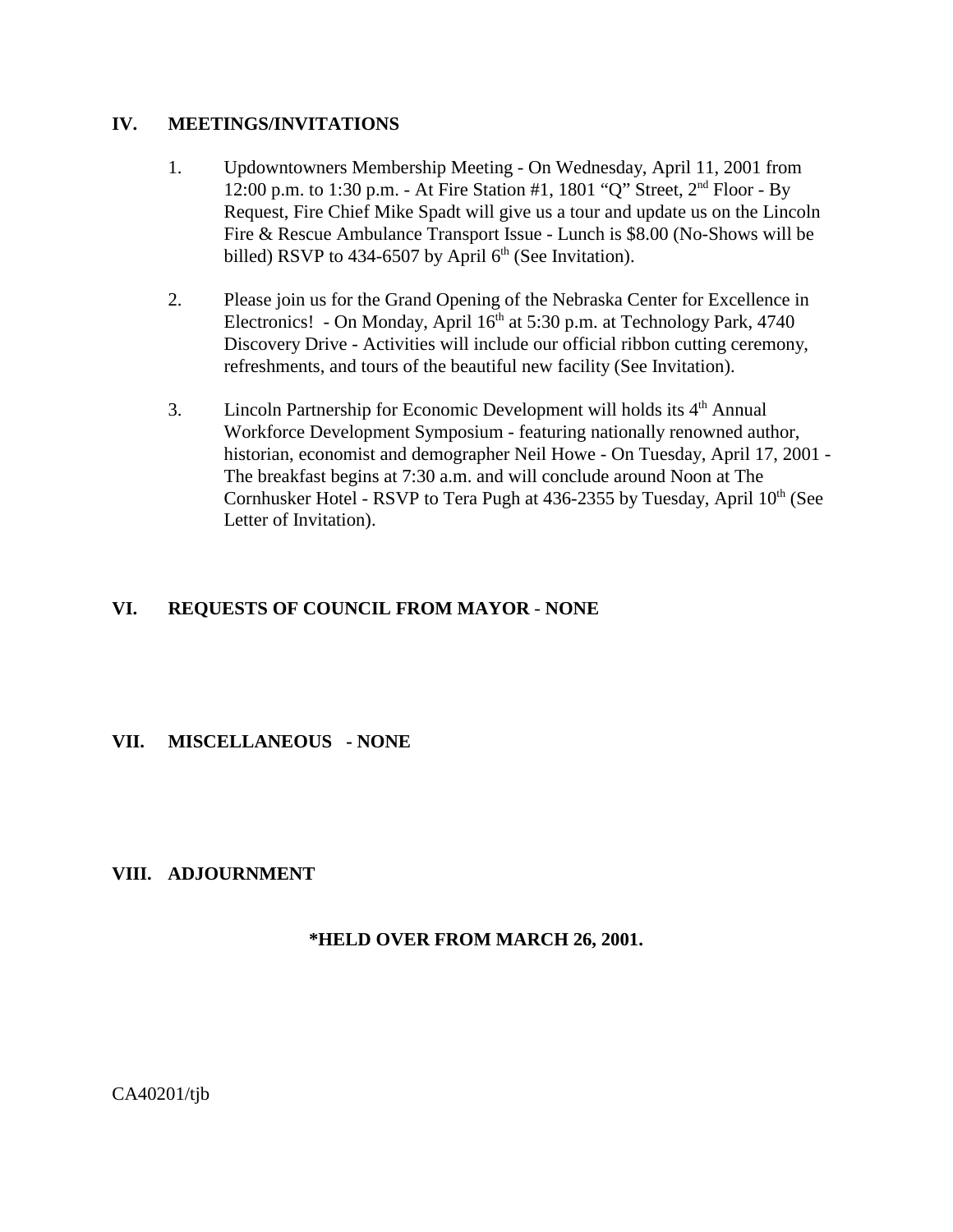## IV. MEETINGS/INVITATIONS

1. Updowntowners Membership Meeting - On Wednesday, April 11, 2001 from 12:00 p.m. to 1:30 p.m. - At Fire Station #1, 1801 “Q” Street, 2nd Floor - By Request, Fire Chief Mike Spadt will give us a tour and update us on the Lincoln Fire & Rescue Ambulance Transport Issue - Lunch is $8.00 (No-Shows will be billed) RSVP to 434-6507 by April 6th (See Invitation).

2. Please join us for the Grand Opening of the Nebraska Center for Excellence in Electronics! - On Monday, April 16th at 5:30 p.m. at Technology Park, 4740 Discovery Drive - Activities will include our official ribbon cutting ceremony, refreshments, and tours of the beautiful new facility (See Invitation).

3. Lincoln Partnership for Economic Development will holds its 4th Annual Workforce Development Symposium - featuring nationally renowned author, historian, economist and demographer Neil Howe - On Tuesday, April 17, 2001 - The breakfast begins at 7:30 a.m. and will conclude around Noon at The Cornhusker Hotel - RSVP to Tera Pugh at 436-2355 by Tuesday, April 10th (See Letter of Invitation).

## VI. REQUESTS OF COUNCIL FROM MAYOR - NONE

## VII. MISCELLANEOUS - NONE

## VIII. ADJOURNMENT

**\*HELD OVER FROM MARCH 26, 2001.**

CA40201/tjb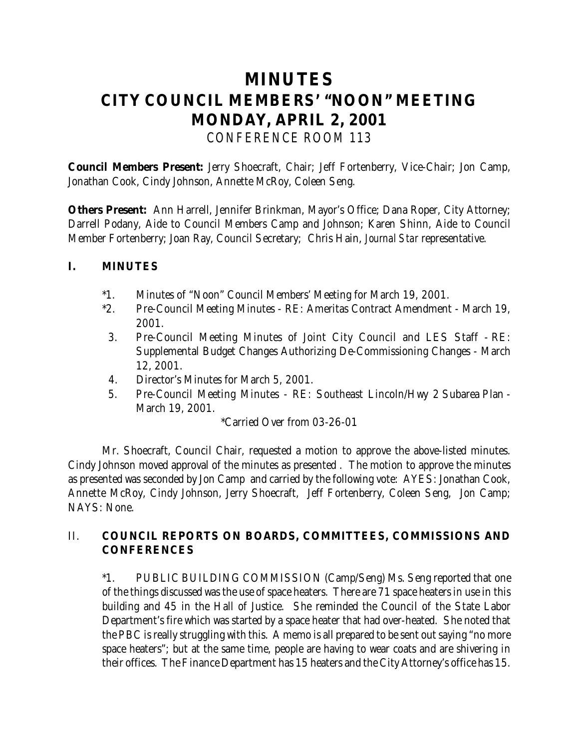# MINUTES
# CITY COUNCIL MEMBERS' "NOON" MEETING
# MONDAY, APRIL 2, 2001

CONFERENCE ROOM 113

**Council Members Present:** Jerry Shoecraft, Chair; Jeff Fortenberry, Vice-Chair; Jon Camp, Jonathan Cook, Cindy Johnson, Annette McRoy, Coleen Seng.

**Others Present:** Ann Harrell, Jennifer Brinkman, Mayor's Office; Dana Roper, City Attorney; Darrell Podany, Aide to Council Members Camp and Johnson; Karen Shinn, Aide to Council Member Fortenberry; Joan Ray, Council Secretary; Chris Hain, *Journal Star* representative.

## I. MINUTES

*1. Minutes of "Noon" Council Members' Meeting for March 19, 2001.

*2. Pre-Council Meeting Minutes - RE: Ameritas Contract Amendment - March 19, 2001.

3. Pre-Council Meeting Minutes of Joint City Council and LES Staff - RE: Supplemental Budget Changes Authorizing De-Commissioning Changes - March 12, 2001.

4. Director's Minutes for March 5, 2001.

5. Pre-Council Meeting Minutes - RE: Southeast Lincoln/Hwy 2 Subarea Plan - March 19, 2001.

*Carried Over from 03-26-01

Mr. Shoecraft, Council Chair, requested a motion to approve the above-listed minutes. Cindy Johnson moved approval of the minutes as presented . The motion to approve the minutes as presented was seconded by Jon Camp and carried by the following vote: AYES: Jonathan Cook, Annette McRoy, Cindy Johnson, Jerry Shoecraft, Jeff Fortenberry, Coleen Seng, Jon Camp; NAYS: None.

## II. COUNCIL REPORTS ON BOARDS, COMMITTEES, COMMISSIONS AND CONFERENCES

*1. PUBLIC BUILDING COMMISSION (Camp/Seng) Ms. Seng reported that one of the things discussed was the use of space heaters. There are 71 space heaters in use in this building and 45 in the Hall of Justice. She reminded the Council of the State Labor Department's fire which was started by a space heater that had over-heated. She noted that the PBC is really struggling with this. A memo is all prepared to be sent out saying "no more space heaters"; but at the same time, people are having to wear coats and are shivering in their offices. The Finance Department has 15 heaters and the City Attorney's office has 15.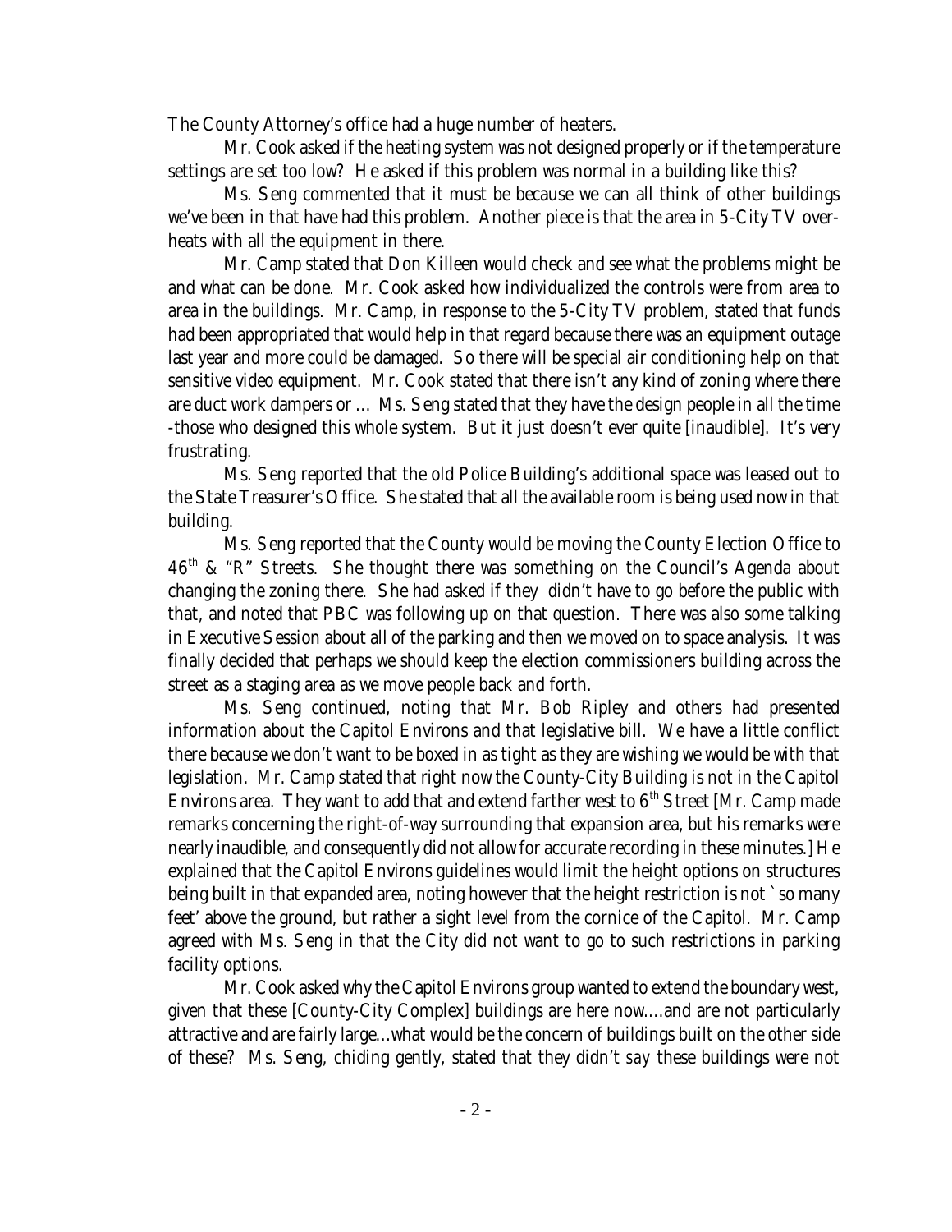The County Attorney's office had a huge number of heaters.

Mr. Cook asked if the heating system was not designed properly or if the temperature settings are set too low? He asked if this problem was normal in a building like this?

Ms. Seng commented that it must be because we can all think of other buildings we've been in that have had this problem. Another piece is that the area in 5-City TV over-heats with all the equipment in there.

Mr. Camp stated that Don Killeen would check and see what the problems might be and what can be done. Mr. Cook asked how individualized the controls were from area to area in the buildings. Mr. Camp, in response to the 5-City TV problem, stated that funds had been appropriated that would help in that regard because there was an equipment outage last year and more could be damaged. So there will be special air conditioning help on that sensitive video equipment. Mr. Cook stated that there isn't any kind of zoning where there are duct work dampers or ... Ms. Seng stated that they have the design people in all the time -those who designed this whole system. But it just doesn't ever quite [inaudible]. It's very frustrating.

Ms. Seng reported that the old Police Building's additional space was leased out to the State Treasurer's Office. She stated that all the available room is being used now in that building.

Ms. Seng reported that the County would be moving the County Election Office to 46th & "R" Streets. She thought there was something on the Council's Agenda about changing the zoning there. She had asked if they didn't have to go before the public with that, and noted that PBC was following up on that question. There was also some talking in Executive Session about all of the parking and then we moved on to space analysis. It was finally decided that perhaps we should keep the election commissioners building across the street as a staging area as we move people back and forth.

Ms. Seng continued, noting that Mr. Bob Ripley and others had presented information about the Capitol Environs and that legislative bill. We have a little conflict there because we don't want to be boxed in as tight as they are wishing we would be with that legislation. Mr. Camp stated that right now the County-City Building is not in the Capitol Environs area. They want to add that and extend farther west to 6th Street [Mr. Camp made remarks concerning the right-of-way surrounding that expansion area, but his remarks were nearly inaudible, and consequently did not allow for accurate recording in these minutes.] He explained that the Capitol Environs guidelines would limit the height options on structures being built in that expanded area, noting however that the height restriction is not `so many feet' above the ground, but rather a sight level from the cornice of the Capitol. Mr. Camp agreed with Ms. Seng in that the City did not want to go to such restrictions in parking facility options.

Mr. Cook asked why the Capitol Environs group wanted to extend the boundary west, given that these [County-City Complex] buildings are here now....and are not particularly attractive and are fairly large...what would be the concern of buildings built on the other side of these? Ms. Seng, chiding gently, stated that they didn't *say* these buildings were not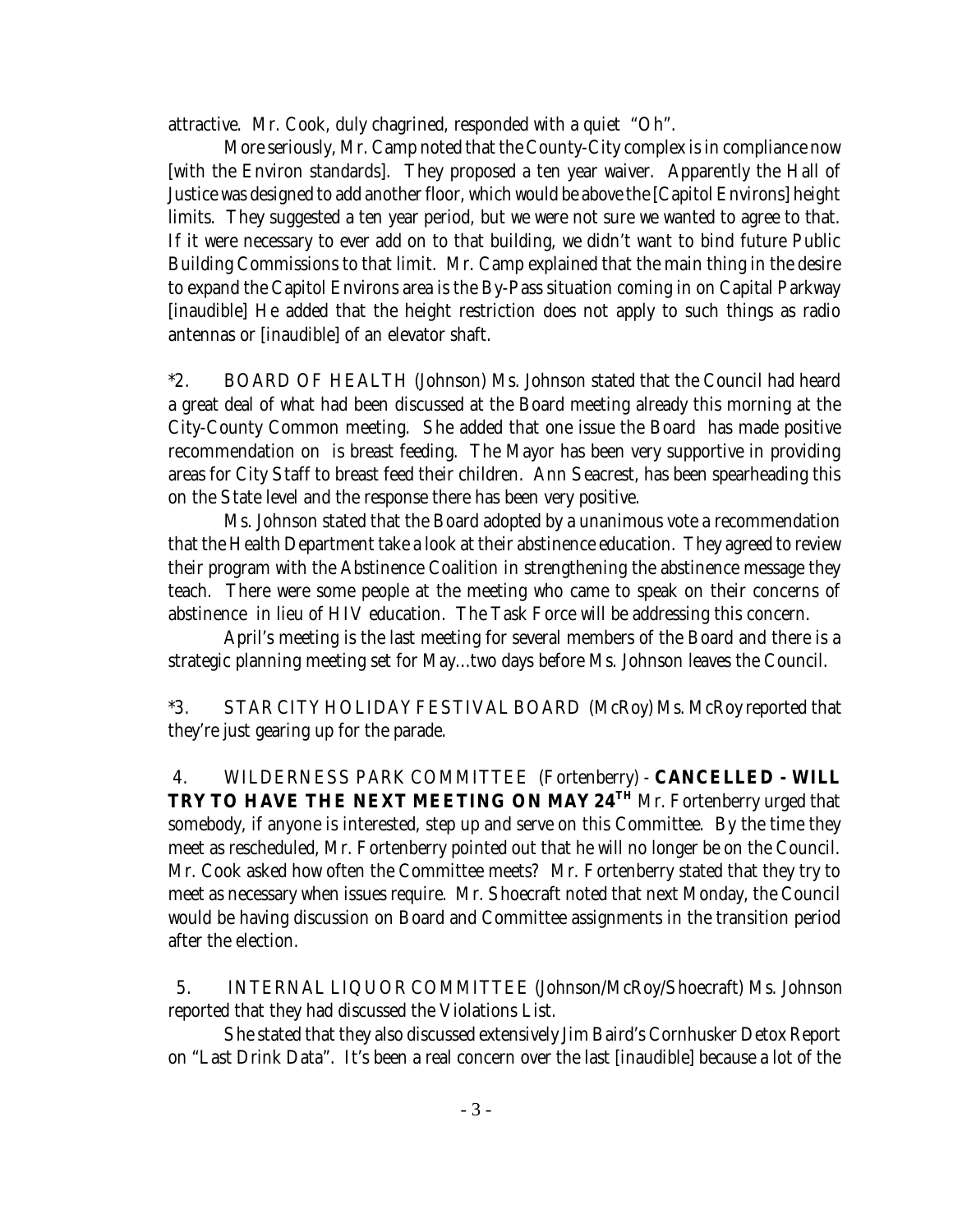attractive. Mr. Cook, duly chagrined, responded with a quiet "Oh".

More seriously, Mr. Camp noted that the County-City complex is in compliance now [with the Environ standards]. They proposed a ten year waiver. Apparently the Hall of Justice was designed to add another floor, which would be above the [Capitol Environs] height limits. They suggested a ten year period, but we were not sure we wanted to agree to that. If it were necessary to ever add on to that building, we didn't want to bind future Public Building Commissions to that limit. Mr. Camp explained that the main thing in the desire to expand the Capitol Environs area is the By-Pass situation coming in on Capital Parkway [inaudible] He added that the height restriction does not apply to such things as radio antennas or [inaudible] of an elevator shaft.

*2. BOARD OF HEALTH (Johnson) Ms. Johnson stated that the Council had heard a great deal of what had been discussed at the Board meeting already this morning at the City-County Common meeting. She added that one issue the Board has made positive recommendation on is breast feeding. The Mayor has been very supportive in providing areas for City Staff to breast feed their children. Ann Seacrest, has been spearheading this on the State level and the response there has been very positive.

Ms. Johnson stated that the Board adopted by a unanimous vote a recommendation that the Health Department take a look at their abstinence education. They agreed to review their program with the Abstinence Coalition in strengthening the abstinence message they teach. There were some people at the meeting who came to speak on their concerns of abstinence in lieu of HIV education. The Task Force will be addressing this concern.

April's meeting is the last meeting for several members of the Board and there is a strategic planning meeting set for May...two days before Ms. Johnson leaves the Council.

*3. STAR CITY HOLIDAY FESTIVAL BOARD (McRoy) Ms. McRoy reported that they're just gearing up for the parade.

4. WILDERNESS PARK COMMITTEE (Fortenberry) - **CANCELLED - WILL TRY TO HAVE THE NEXT MEETING ON MAY 24TH** Mr. Fortenberry urged that somebody, if anyone is interested, step up and serve on this Committee. By the time they meet as rescheduled, Mr. Fortenberry pointed out that he will no longer be on the Council. Mr. Cook asked how often the Committee meets? Mr. Fortenberry stated that they try to meet as necessary when issues require. Mr. Shoecraft noted that next Monday, the Council would be having discussion on Board and Committee assignments in the transition period after the election.

5. INTERNAL LIQUOR COMMITTEE (Johnson/McRoy/Shoecraft) Ms. Johnson reported that they had discussed the Violations List.

She stated that they also discussed extensively Jim Baird's Cornhusker Detox Report on "Last Drink Data". It's been a real concern over the last [inaudible] because a lot of the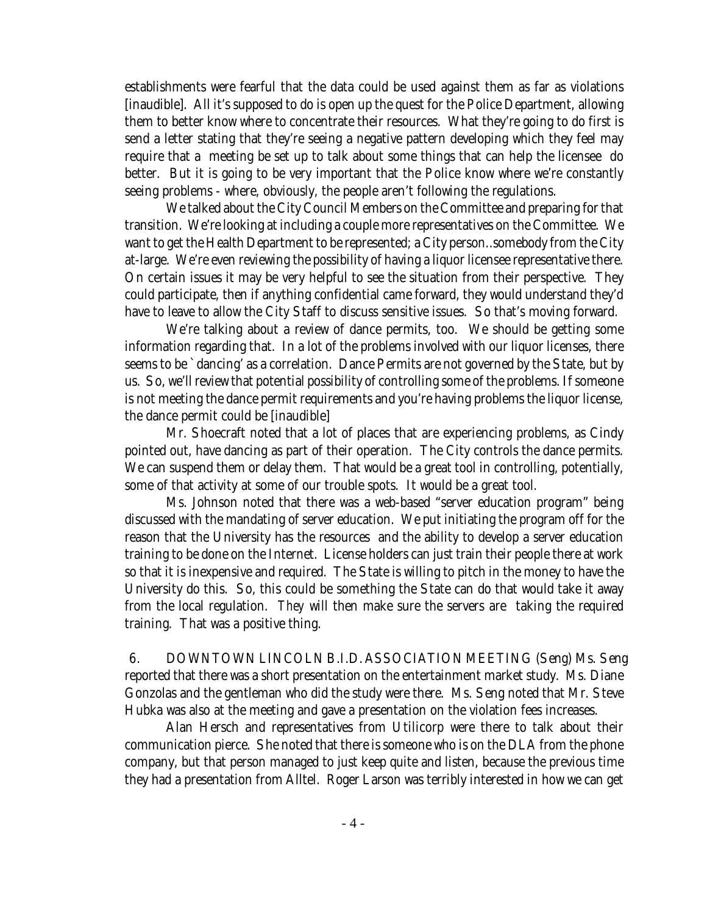establishments were fearful that the data could be used against them as far as violations [inaudible]. All it's supposed to do is open up the quest for the Police Department, allowing them to better know where to concentrate their resources. What they're going to do first is send a letter stating that they're seeing a negative pattern developing which they feel may require that a meeting be set up to talk about some things that can help the licensee do better. But it is going to be very important that the Police know where we're constantly seeing problems - where, obviously, the people aren't following the regulations.

We talked about the City Council Members on the Committee and preparing for that transition. We're looking at including a couple more representatives on the Committee. We want to get the Health Department to be represented; a City person..somebody from the City at-large. We're even reviewing the possibility of having a liquor licensee representative there. On certain issues it may be very helpful to see the situation from their perspective. They could participate, then if anything confidential came forward, they would understand they'd have to leave to allow the City Staff to discuss sensitive issues. So that's moving forward.

We're talking about a review of dance permits, too. We should be getting some information regarding that. In a lot of the problems involved with our liquor licenses, there seems to be `dancing' as a correlation. Dance Permits are not governed by the State, but by us. So, we'll review that potential possibility of controlling some of the problems. If someone is not meeting the dance permit requirements and you're having problems the liquor license, the dance permit could be [inaudible]

Mr. Shoecraft noted that a lot of places that are experiencing problems, as Cindy pointed out, have dancing as part of their operation. The City controls the dance permits. We can suspend them or delay them. That would be a great tool in controlling, potentially, some of that activity at some of our trouble spots. It would be a great tool.

Ms. Johnson noted that there was a web-based "server education program" being discussed with the mandating of server education. We put initiating the program off for the reason that the University has the resources and the ability to develop a server education training to be done on the Internet. License holders can just train their people there at work so that it is inexpensive and required. The State is willing to pitch in the money to have the University do this. So, this could be something the State can do that would take it away from the local regulation. *They* will then make sure the servers are taking the required training. That was a positive thing.

6. DOWNTOWN LINCOLN B.I.D. ASSOCIATION MEETING (Seng) Ms. Seng reported that there was a short presentation on the entertainment market study. Ms. Diane Gonzolas and the gentleman who did the study were there. Ms. Seng noted that Mr. Steve Hubka was also at the meeting and gave a presentation on the violation fees increases.

Alan Hersch and representatives from Utilicorp were there to talk about their communication pierce. She noted that there is someone who is on the DLA from the phone company, but that person managed to just keep quite and listen, because the previous time they had a presentation from Alltel. Roger Larson was terribly interested in how we can get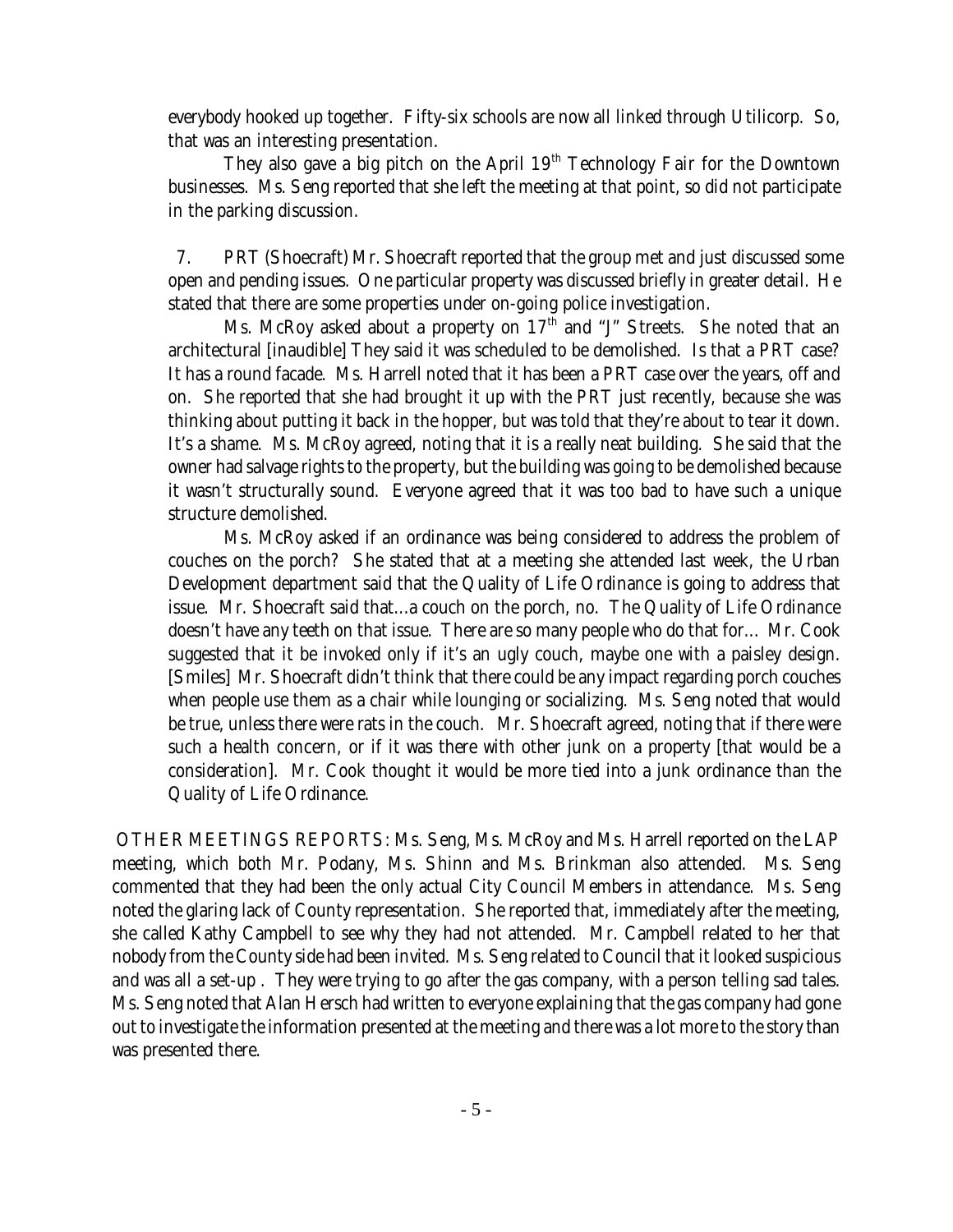everybody hooked up together. Fifty-six schools are now all linked through Utilicorp. So, that was an interesting presentation.

They also gave a big pitch on the April 19th Technology Fair for the Downtown businesses. Ms. Seng reported that she left the meeting at that point, so did not participate in the parking discussion.

7. PRT (Shoecraft) Mr. Shoecraft reported that the group met and just discussed some open and pending issues. One particular property was discussed briefly in greater detail. He stated that there are some properties under on-going police investigation.

Ms. McRoy asked about a property on 17th and "J" Streets. She noted that an architectural [inaudible] They said it was scheduled to be demolished. Is that a PRT case? It has a round facade. Ms. Harrell noted that it has been a PRT case over the years, off and on. She reported that she had brought it up with the PRT just recently, because she was thinking about putting it back in the hopper, but was told that they're about to tear it down. It's a shame. Ms. McRoy agreed, noting that it is a really neat building. She said that the owner had salvage rights to the property, but the building was going to be demolished because it wasn't structurally sound. Everyone agreed that it was too bad to have such a unique structure demolished.

Ms. McRoy asked if an ordinance was being considered to address the problem of couches on the porch? She stated that at a meeting she attended last week, the Urban Development department said that the Quality of Life Ordinance is going to address that issue. Mr. Shoecraft said that...a couch on the porch, no. The Quality of Life Ordinance doesn't have any teeth on that issue. There are so many people who do that for... Mr. Cook suggested that it be invoked only if it's an ugly couch, maybe one with a paisley design. [Smiles] Mr. Shoecraft didn't think that there could be any impact regarding porch couches when people use them as a chair while lounging or socializing. Ms. Seng noted that would be true, unless there were rats in the couch. Mr. Shoecraft agreed, noting that if there were such a health concern, or if it was there with other junk on a property [that would be a consideration]. Mr. Cook thought it would be more tied into a junk ordinance than the Quality of Life Ordinance.

OTHER MEETINGS REPORTS: Ms. Seng, Ms. McRoy and Ms. Harrell reported on the LAP meeting, which both Mr. Podany, Ms. Shinn and Ms. Brinkman also attended. Ms. Seng commented that they had been the only actual City Council Members in attendance. Ms. Seng noted the glaring lack of County representation. She reported that, immediately after the meeting, she called Kathy Campbell to see why they had not attended. Mr. Campbell related to her that nobody from the County side had been invited. Ms. Seng related to Council that it looked suspicious and was all a set-up . They were trying to go after the gas company, with a person telling sad tales. Ms. Seng noted that Alan Hersch had written to everyone explaining that the gas company had gone out to investigate the information presented at the meeting and there was a lot more to the story than was presented there.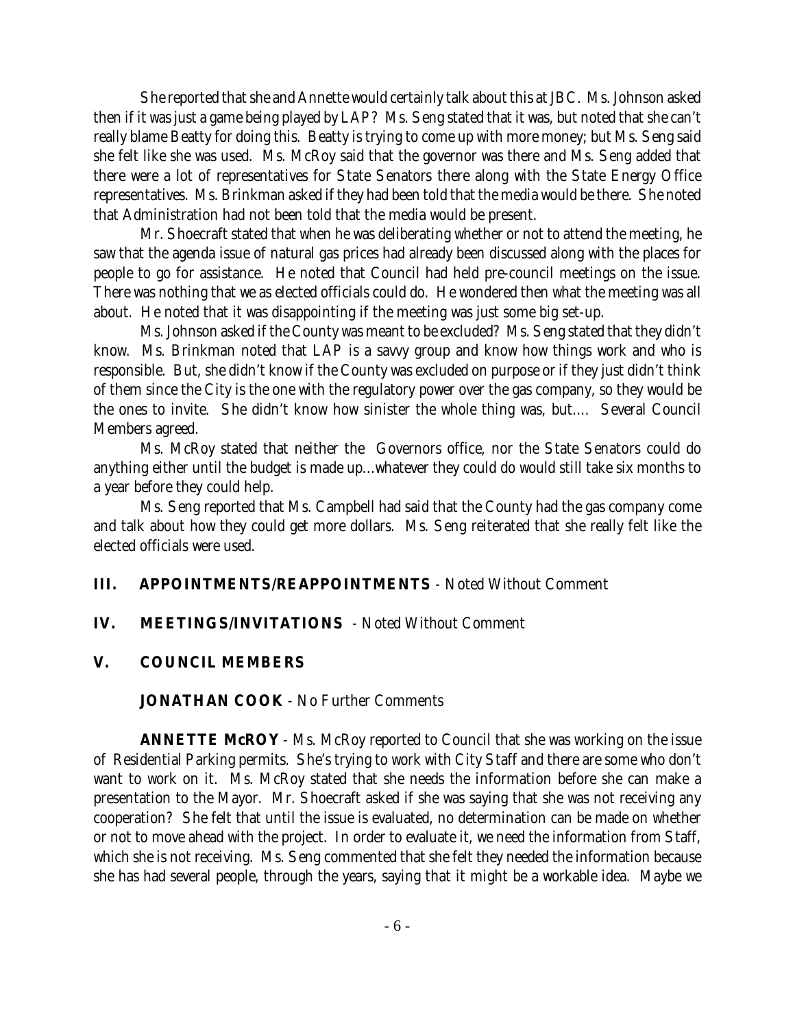She reported that she and Annette would certainly talk about this at JBC. Ms. Johnson asked then if it was just a game being played by LAP? Ms. Seng stated that it was, but noted that she can't really blame Beatty for doing this. Beatty is trying to come up with more money; but Ms. Seng said she felt like she was used. Ms. McRoy said that the governor was there and Ms. Seng added that there were a lot of representatives for State Senators there along with the State Energy Office representatives. Ms. Brinkman asked if they had been told that the media would be there. She noted that Administration had not been told that the media would be present.

Mr. Shoecraft stated that when he was deliberating whether or not to attend the meeting, he saw that the agenda issue of natural gas prices had already been discussed along with the places for people to go for assistance. He noted that Council had held pre-council meetings on the issue. There was nothing that we as elected officials could do. He wondered then what the meeting was all about. He noted that it was disappointing if the meeting was just some big set-up.

Ms. Johnson asked if the County was meant to be excluded? Ms. Seng stated that they didn't know. Ms. Brinkman noted that LAP is a savvy group and know how things work and who is responsible. But, she didn't know if the County was excluded on purpose or if they just didn't think of them since the City is the one with the regulatory power over the gas company, so they would be the ones to invite. She didn't know how sinister the whole thing was, but.... Several Council Members agreed.

Ms. McRoy stated that neither the Governors office, nor the State Senators could do anything either until the budget is made up...whatever they could do would still take six months to a year before they could help.

Ms. Seng reported that Ms. Campbell had said that the County had the gas company come and talk about how they could get more dollars. Ms. Seng reiterated that she really felt like the elected officials were used.

## III. APPOINTMENTS/REAPPOINTMENTS - Noted Without Comment

## IV. MEETINGS/INVITATIONS - Noted Without Comment

## V. COUNCIL MEMBERS

**JONATHAN COOK** - No Further Comments

**ANNETTE McROY** - Ms. McRoy reported to Council that she was working on the issue of Residential Parking permits. She's trying to work with City Staff and there are some who don't want to work on it. Ms. McRoy stated that she needs the information before she can make a presentation to the Mayor. Mr. Shoecraft asked if she was saying that she was not receiving any cooperation? She felt that until the issue is evaluated, no determination can be made on whether or not to move ahead with the project. In order to evaluate it, we need the information from Staff, which she is not receiving. Ms. Seng commented that she felt they needed the information because she has had several people, through the years, saying that it might be a workable idea. Maybe we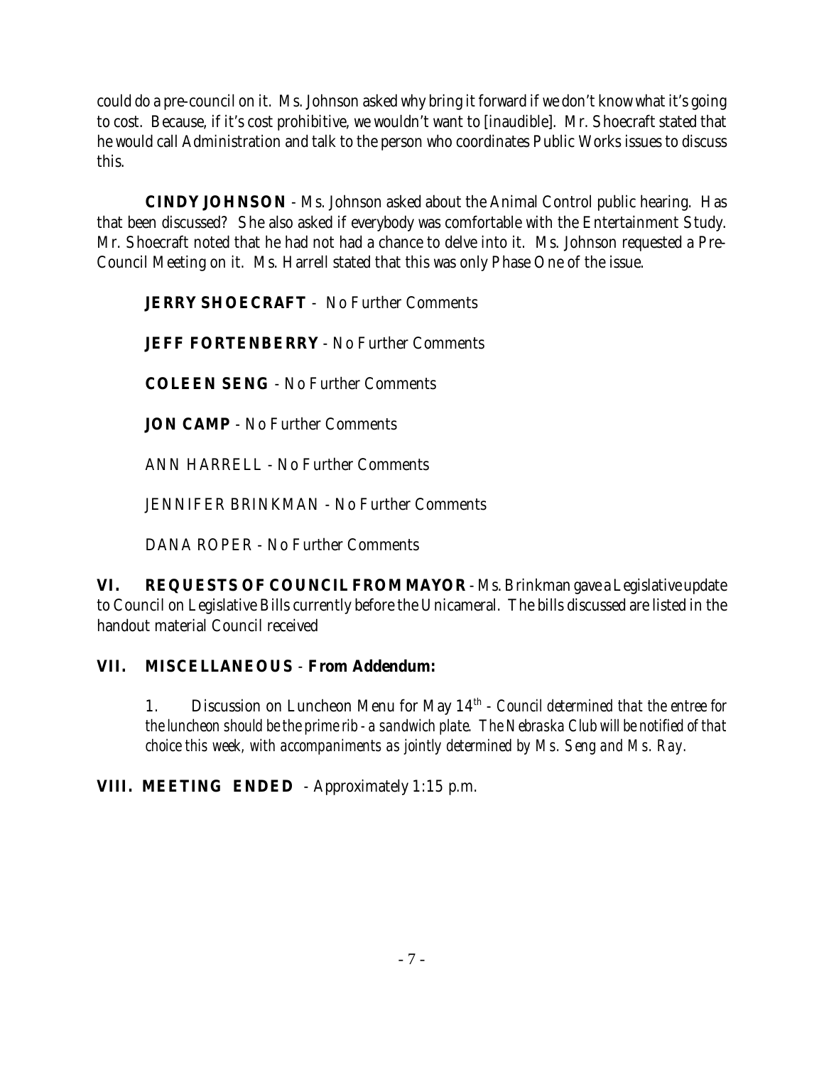could do a pre-council on it. Ms. Johnson asked why bring it forward if we don't know what it's going to cost. Because, if it's cost prohibitive, we wouldn't want to [inaudible]. Mr. Shoecraft stated that he would call Administration and talk to the person who coordinates Public Works issues to discuss this.

**CINDY JOHNSON** - Ms. Johnson asked about the Animal Control public hearing. Has that been discussed? She also asked if everybody was comfortable with the Entertainment Study. Mr. Shoecraft noted that he had not had a chance to delve into it. Ms. Johnson requested a Pre-Council Meeting on it. Ms. Harrell stated that this was only Phase One of the issue.

**JERRY SHOECRAFT** - No Further Comments

**JEFF FORTENBERRY** - No Further Comments

**COLEEN SENG** - No Further Comments

**JON CAMP** - No Further Comments

ANN HARRELL - No Further Comments

JENNIFER BRINKMAN - No Further Comments

DANA ROPER - No Further Comments

**VI. REQUESTS OF COUNCIL FROM MAYOR** - Ms. Brinkman gave a Legislative update to Council on Legislative Bills currently before the Unicameral. The bills discussed are listed in the handout material Council received

**VII. MISCELLANEOUS** - **From Addendum:**

1. Discussion on Luncheon Menu for May 14th - *Council determined that the entree for the luncheon should be the prime rib - a sandwich plate. The Nebraska Club will be notified of that choice this week, with accompaniments as jointly determined by Ms. Seng and Ms. Ray.*

**VIII. MEETING ENDED** - Approximately 1:15 p.m.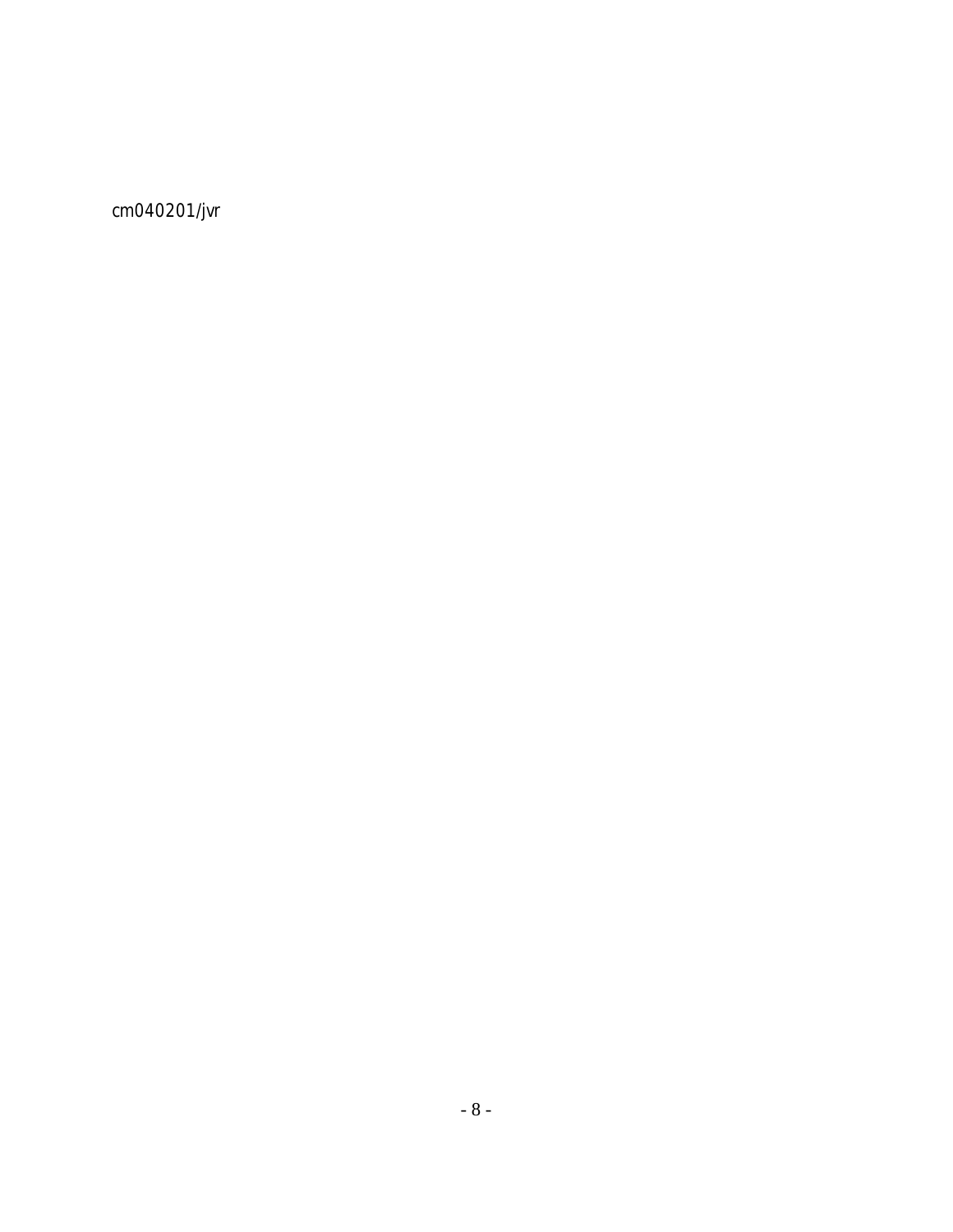cm040201/jvr